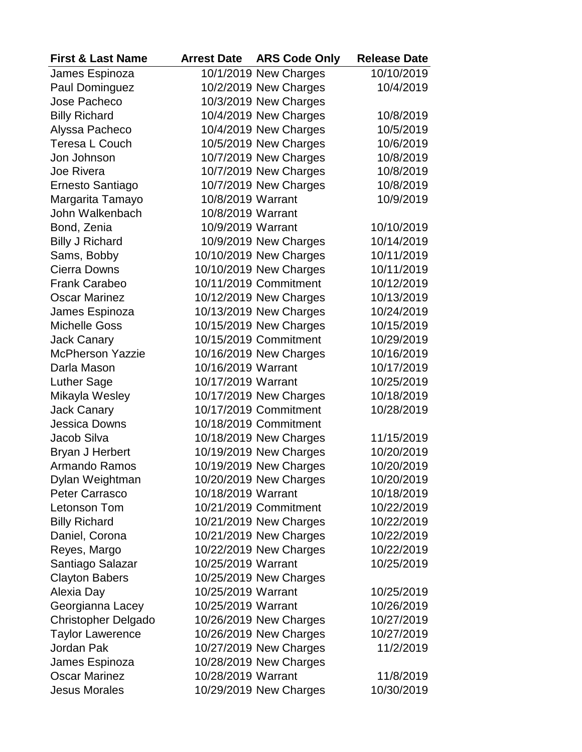| First & Last Name | Arrest Date | ARS Code Only | Release Date |
|---|---|---|---|
| James Espinoza | 10/1/2019 | New Charges | 10/10/2019 |
| Paul Dominguez | 10/2/2019 | New Charges | 10/4/2019 |
| Jose Pacheco | 10/3/2019 | New Charges | |
| Billy Richard | 10/4/2019 | New Charges | 10/8/2019 |
| Alyssa Pacheco | 10/4/2019 | New Charges | 10/5/2019 |
| Teresa L Couch | 10/5/2019 | New Charges | 10/6/2019 |
| Jon Johnson | 10/7/2019 | New Charges | 10/8/2019 |
| Joe Rivera | 10/7/2019 | New Charges | 10/8/2019 |
| Ernesto Santiago | 10/7/2019 | New Charges | 10/8/2019 |
| Margarita Tamayo | 10/8/2019 | Warrant | 10/9/2019 |
| John Walkenbach | 10/8/2019 | Warrant | |
| Bond, Zenia | 10/9/2019 | Warrant | 10/10/2019 |
| Billy J Richard | 10/9/2019 | New Charges | 10/14/2019 |
| Sams, Bobby | 10/10/2019 | New Charges | 10/11/2019 |
| Cierra Downs | 10/10/2019 | New Charges | 10/11/2019 |
| Frank Carabeo | 10/11/2019 | Commitment | 10/12/2019 |
| Oscar Marinez | 10/12/2019 | New Charges | 10/13/2019 |
| James Espinoza | 10/13/2019 | New Charges | 10/24/2019 |
| Michelle Goss | 10/15/2019 | New Charges | 10/15/2019 |
| Jack Canary | 10/15/2019 | Commitment | 10/29/2019 |
| McPherson Yazzie | 10/16/2019 | New Charges | 10/16/2019 |
| Darla Mason | 10/16/2019 | Warrant | 10/17/2019 |
| Luther Sage | 10/17/2019 | Warrant | 10/25/2019 |
| Mikayla Wesley | 10/17/2019 | New Charges | 10/18/2019 |
| Jack Canary | 10/17/2019 | Commitment | 10/28/2019 |
| Jessica Downs | 10/18/2019 | Commitment | |
| Jacob Silva | 10/18/2019 | New Charges | 11/15/2019 |
| Bryan J Herbert | 10/19/2019 | New Charges | 10/20/2019 |
| Armando Ramos | 10/19/2019 | New Charges | 10/20/2019 |
| Dylan Weightman | 10/20/2019 | New Charges | 10/20/2019 |
| Peter Carrasco | 10/18/2019 | Warrant | 10/18/2019 |
| Letonson Tom | 10/21/2019 | Commitment | 10/22/2019 |
| Billy Richard | 10/21/2019 | New Charges | 10/22/2019 |
| Daniel, Corona | 10/21/2019 | New Charges | 10/22/2019 |
| Reyes, Margo | 10/22/2019 | New Charges | 10/22/2019 |
| Santiago Salazar | 10/25/2019 | Warrant | 10/25/2019 |
| Clayton Babers | 10/25/2019 | New Charges | |
| Alexia Day | 10/25/2019 | Warrant | 10/25/2019 |
| Georgianna Lacey | 10/25/2019 | Warrant | 10/26/2019 |
| Christopher Delgado | 10/26/2019 | New Charges | 10/27/2019 |
| Taylor Lawerence | 10/26/2019 | New Charges | 10/27/2019 |
| Jordan Pak | 10/27/2019 | New Charges | 11/2/2019 |
| James Espinoza | 10/28/2019 | New Charges | |
| Oscar Marinez | 10/28/2019 | Warrant | 11/8/2019 |
| Jesus Morales | 10/29/2019 | New Charges | 10/30/2019 |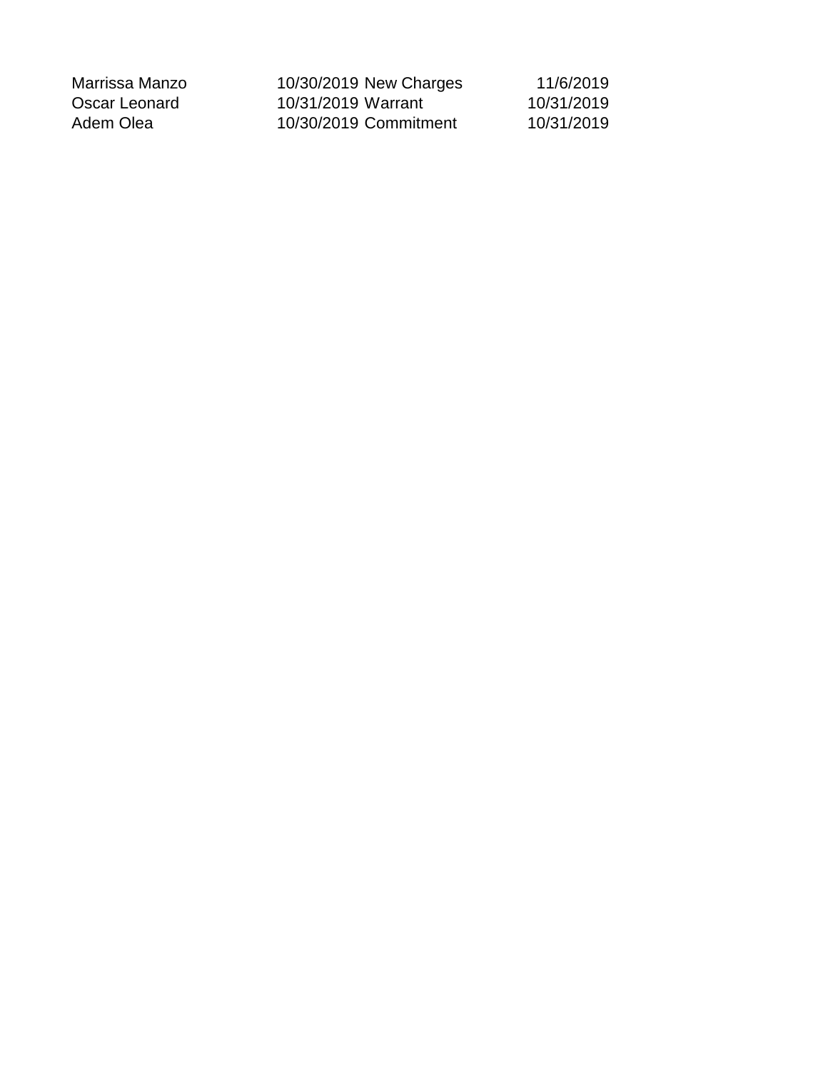| | | | |
|---|---|---|---|
| Marrissa Manzo | 10/30/2019 | New Charges | 11/6/2019 |
| Oscar Leonard | 10/31/2019 | Warrant | 10/31/2019 |
| Adem Olea | 10/30/2019 | Commitment | 10/31/2019 |